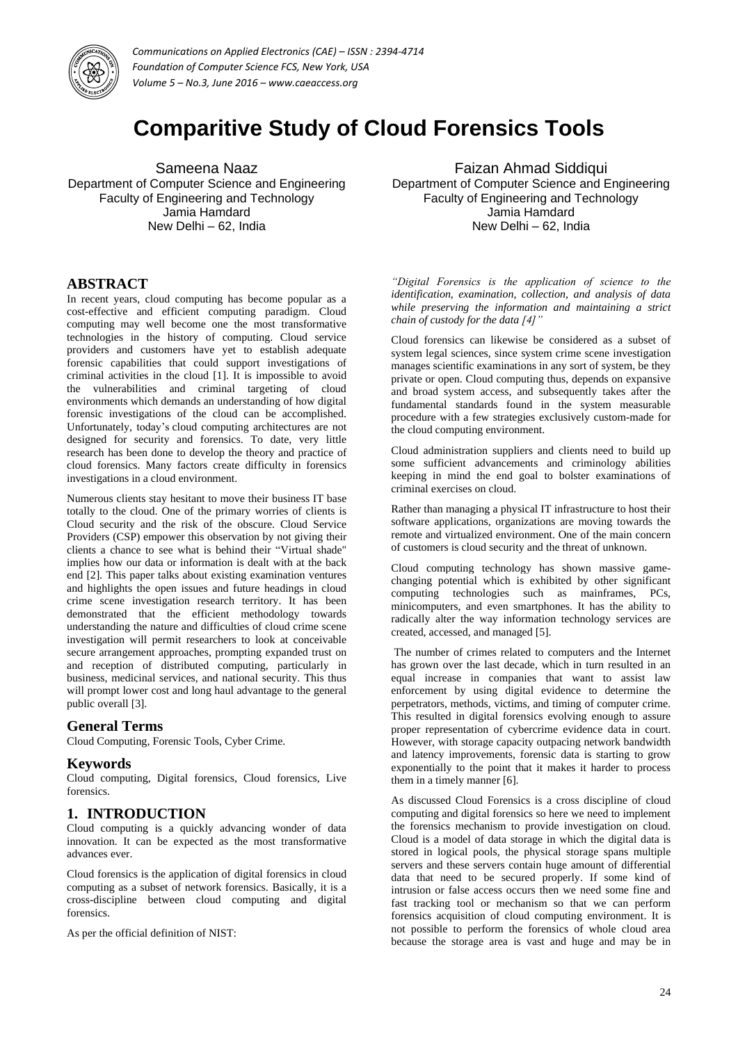# Comparitive Study of Cloud Forensics Tools

Sameena Naaz
Department of Computer Science and Engineering
Faculty of Engineering and Technology
Jamia Hamdard
New Delhi – 62, India

Faizan Ahmad Siddiqui
Department of Computer Science and Engineering
Faculty of Engineering and Technology
Jamia Hamdard
New Delhi – 62, India

## ABSTRACT

In recent years, cloud computing has become popular as a cost-effective and efficient computing paradigm. Cloud computing may well become one the most transformative technologies in the history of computing. Cloud service providers and customers have yet to establish adequate forensic capabilities that could support investigations of criminal activities in the cloud [1]. It is impossible to avoid the vulnerabilities and criminal targeting of cloud environments which demands an understanding of how digital forensic investigations of the cloud can be accomplished. Unfortunately, today's cloud computing architectures are not designed for security and forensics. To date, very little research has been done to develop the theory and practice of cloud forensics. Many factors create difficulty in forensics investigations in a cloud environment.

Numerous clients stay hesitant to move their business IT base totally to the cloud. One of the primary worries of clients is Cloud security and the risk of the obscure. Cloud Service Providers (CSP) empower this observation by not giving their clients a chance to see what is behind their "Virtual shade" implies how our data or information is dealt with at the back end [2]. This paper talks about existing examination ventures and highlights the open issues and future headings in cloud crime scene investigation research territory. It has been demonstrated that the efficient methodology towards understanding the nature and difficulties of cloud crime scene investigation will permit researchers to look at conceivable secure arrangement approaches, prompting expanded trust on and reception of distributed computing, particularly in business, medicinal services, and national security. This thus will prompt lower cost and long haul advantage to the general public overall [3].

## General Terms

Cloud Computing, Forensic Tools, Cyber Crime.

## Keywords

Cloud computing, Digital forensics, Cloud forensics, Live forensics.

## 1. INTRODUCTION

Cloud computing is a quickly advancing wonder of data innovation. It can be expected as the most transformative advances ever.

Cloud forensics is the application of digital forensics in cloud computing as a subset of network forensics. Basically, it is a cross-discipline between cloud computing and digital forensics.

As per the official definition of NIST:

*"Digital Forensics is the application of science to the identification, examination, collection, and analysis of data while preserving the information and maintaining a strict chain of custody for the data [4]"*

Cloud forensics can likewise be considered as a subset of system legal sciences, since system crime scene investigation manages scientific examinations in any sort of system, be they private or open. Cloud computing thus, depends on expansive and broad system access, and subsequently takes after the fundamental standards found in the system measurable procedure with a few strategies exclusively custom-made for the cloud computing environment.

Cloud administration suppliers and clients need to build up some sufficient advancements and criminology abilities keeping in mind the end goal to bolster examinations of criminal exercises on cloud.

Rather than managing a physical IT infrastructure to host their software applications, organizations are moving towards the remote and virtualized environment. One of the main concern of customers is cloud security and the threat of unknown.

Cloud computing technology has shown massive game-changing potential which is exhibited by other significant computing technologies such as mainframes, PCs, minicomputers, and even smartphones. It has the ability to radically alter the way information technology services are created, accessed, and managed [5].

The number of crimes related to computers and the Internet has grown over the last decade, which in turn resulted in an equal increase in companies that want to assist law enforcement by using digital evidence to determine the perpetrators, methods, victims, and timing of computer crime. This resulted in digital forensics evolving enough to assure proper representation of cybercrime evidence data in court. However, with storage capacity outpacing network bandwidth and latency improvements, forensic data is starting to grow exponentially to the point that it makes it harder to process them in a timely manner [6].

As discussed Cloud Forensics is a cross discipline of cloud computing and digital forensics so here we need to implement the forensics mechanism to provide investigation on cloud. Cloud is a model of data storage in which the digital data is stored in logical pools, the physical storage spans multiple servers and these servers contain huge amount of differential data that need to be secured properly. If some kind of intrusion or false access occurs then we need some fine and fast tracking tool or mechanism so that we can perform forensics acquisition of cloud computing environment. It is not possible to perform the forensics of whole cloud area because the storage area is vast and huge and may be in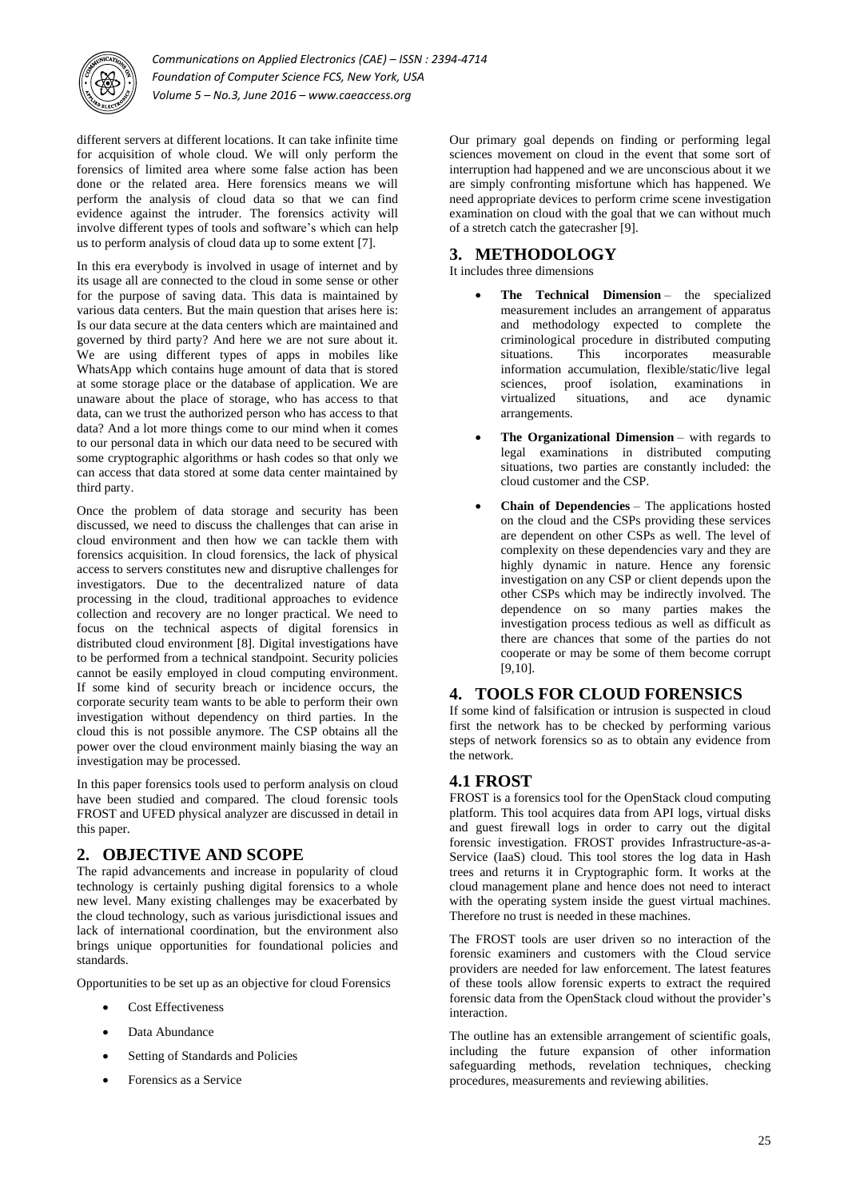different servers at different locations. It can take infinite time for acquisition of whole cloud. We will only perform the forensics of limited area where some false action has been done or the related area. Here forensics means we will perform the analysis of cloud data so that we can find evidence against the intruder. The forensics activity will involve different types of tools and software's which can help us to perform analysis of cloud data up to some extent [7].

In this era everybody is involved in usage of internet and by its usage all are connected to the cloud in some sense or other for the purpose of saving data. This data is maintained by various data centers. But the main question that arises here is: Is our data secure at the data centers which are maintained and governed by third party? And here we are not sure about it. We are using different types of apps in mobiles like WhatsApp which contains huge amount of data that is stored at some storage place or the database of application. We are unaware about the place of storage, who has access to that data, can we trust the authorized person who has access to that data? And a lot more things come to our mind when it comes to our personal data in which our data need to be secured with some cryptographic algorithms or hash codes so that only we can access that data stored at some data center maintained by third party.

Once the problem of data storage and security has been discussed, we need to discuss the challenges that can arise in cloud environment and then how we can tackle them with forensics acquisition. In cloud forensics, the lack of physical access to servers constitutes new and disruptive challenges for investigators. Due to the decentralized nature of data processing in the cloud, traditional approaches to evidence collection and recovery are no longer practical. We need to focus on the technical aspects of digital forensics in distributed cloud environment [8]. Digital investigations have to be performed from a technical standpoint. Security policies cannot be easily employed in cloud computing environment. If some kind of security breach or incidence occurs, the corporate security team wants to be able to perform their own investigation without dependency on third parties. In the cloud this is not possible anymore. The CSP obtains all the power over the cloud environment mainly biasing the way an investigation may be processed.

In this paper forensics tools used to perform analysis on cloud have been studied and compared. The cloud forensic tools FROST and UFED physical analyzer are discussed in detail in this paper.

## 2. OBJECTIVE AND SCOPE

The rapid advancements and increase in popularity of cloud technology is certainly pushing digital forensics to a whole new level. Many existing challenges may be exacerbated by the cloud technology, such as various jurisdictional issues and lack of international coordination, but the environment also brings unique opportunities for foundational policies and standards.

Opportunities to be set up as an objective for cloud Forensics

- Cost Effectiveness
- Data Abundance
- Setting of Standards and Policies
- Forensics as a Service

Our primary goal depends on finding or performing legal sciences movement on cloud in the event that some sort of interruption had happened and we are unconscious about it we are simply confronting misfortune which has happened. We need appropriate devices to perform crime scene investigation examination on cloud with the goal that we can without much of a stretch catch the gatecrasher [9].

## 3. METHODOLOGY

It includes three dimensions

- **The Technical Dimension** – the specialized measurement includes an arrangement of apparatus and methodology expected to complete the criminological procedure in distributed computing situations. This incorporates measurable information accumulation, flexible/static/live legal sciences, proof isolation, examinations in virtualized situations, and ace dynamic arrangements.
- **The Organizational Dimension** – with regards to legal examinations in distributed computing situations, two parties are constantly included: the cloud customer and the CSP.
- **Chain of Dependencies** – The applications hosted on the cloud and the CSPs providing these services are dependent on other CSPs as well. The level of complexity on these dependencies vary and they are highly dynamic in nature. Hence any forensic investigation on any CSP or client depends upon the other CSPs which may be indirectly involved. The dependence on so many parties makes the investigation process tedious as well as difficult as there are chances that some of the parties do not cooperate or may be some of them become corrupt [9,10].

## 4. TOOLS FOR CLOUD FORENSICS

If some kind of falsification or intrusion is suspected in cloud first the network has to be checked by performing various steps of network forensics so as to obtain any evidence from the network.

### 4.1 FROST

FROST is a forensics tool for the OpenStack cloud computing platform. This tool acquires data from API logs, virtual disks and guest firewall logs in order to carry out the digital forensic investigation. FROST provides Infrastructure-as-a-Service (IaaS) cloud. This tool stores the log data in Hash trees and returns it in Cryptographic form. It works at the cloud management plane and hence does not need to interact with the operating system inside the guest virtual machines. Therefore no trust is needed in these machines.

The FROST tools are user driven so no interaction of the forensic examiners and customers with the Cloud service providers are needed for law enforcement. The latest features of these tools allow forensic experts to extract the required forensic data from the OpenStack cloud without the provider's interaction.

The outline has an extensible arrangement of scientific goals, including the future expansion of other information safeguarding methods, revelation techniques, checking procedures, measurements and reviewing abilities.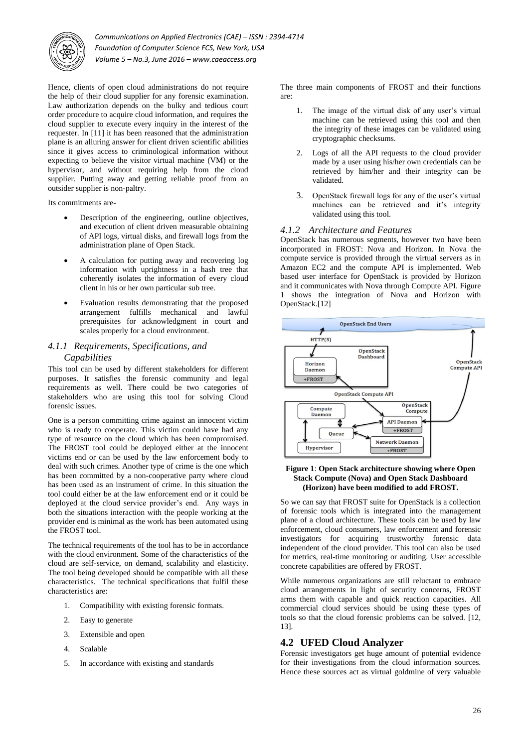Hence, clients of open cloud administrations do not require the help of their cloud supplier for any forensic examination. Law authorization depends on the bulky and tedious court order procedure to acquire cloud information, and requires the cloud supplier to execute every inquiry in the interest of the requester. In [11] it has been reasoned that the administration plane is an alluring answer for client driven scientific abilities since it gives access to criminological information without expecting to believe the visitor virtual machine (VM) or the hypervisor, and without requiring help from the cloud supplier. Putting away and getting reliable proof from an outsider supplier is non-paltry.

Its commitments are-

- Description of the engineering, outline objectives, and execution of client driven measurable obtaining of API logs, virtual disks, and firewall logs from the administration plane of Open Stack.
- A calculation for putting away and recovering log information with uprightness in a hash tree that coherently isolates the information of every cloud client in his or her own particular sub tree.
- Evaluation results demonstrating that the proposed arrangement fulfills mechanical and lawful prerequisites for acknowledgment in court and scales properly for a cloud environment.

#### *4.1.1 Requirements, Specifications, and Capabilities*

This tool can be used by different stakeholders for different purposes. It satisfies the forensic community and legal requirements as well. There could be two categories of stakeholders who are using this tool for solving Cloud forensic issues.

One is a person committing crime against an innocent victim who is ready to cooperate. This victim could have had any type of resource on the cloud which has been compromised. The FROST tool could be deployed either at the innocent victims end or can be used by the law enforcement body to deal with such crimes. Another type of crime is the one which has been committed by a non-cooperative party where cloud has been used as an instrument of crime. In this situation the tool could either be at the law enforcement end or it could be deployed at the cloud service provider's end. Any ways in both the situations interaction with the people working at the provider end is minimal as the work has been automated using the FROST tool.

The technical requirements of the tool has to be in accordance with the cloud environment. Some of the characteristics of the cloud are self-service, on demand, scalability and elasticity. The tool being developed should be compatible with all these characteristics. The technical specifications that fulfil these characteristics are:

1. Compatibility with existing forensic formats.
2. Easy to generate
3. Extensible and open
4. Scalable
5. In accordance with existing and standards

The three main components of FROST and their functions are:

1. The image of the virtual disk of any user's virtual machine can be retrieved using this tool and then the integrity of these images can be validated using cryptographic checksums.
2. Logs of all the API requests to the cloud provider made by a user using his/her own credentials can be retrieved by him/her and their integrity can be validated.
3. OpenStack firewall logs for any of the user's virtual machines can be retrieved and it's integrity validated using this tool.

#### *4.1.2 Architecture and Features*

OpenStack has numerous segments, however two have been incorporated in FROST: Nova and Horizon. In Nova the compute service is provided through the virtual servers as in Amazon EC2 and the compute API is implemented. Web based user interface for OpenStack is provided by Horizon and it communicates with Nova through Compute API. Figure 1 shows the integration of Nova and Horizon with OpenStack.[12]

**Figure 1**: **Open Stack architecture showing where Open Stack Compute (Nova) and Open Stack Dashboard (Horizon) have been modified to add FROST.**

So we can say that FROST suite for OpenStack is a collection of forensic tools which is integrated into the management plane of a cloud architecture. These tools can be used by law enforcement, cloud consumers, law enforcement and forensic investigators for acquiring trustworthy forensic data independent of the cloud provider. This tool can also be used for metrics, real-time monitoring or auditing. User accessible concrete capabilities are offered by FROST.

While numerous organizations are still reluctant to embrace cloud arrangements in light of security concerns, FROST arms them with capable and quick reaction capacities. All commercial cloud services should be using these types of tools so that the cloud forensic problems can be solved. [12, 13].

## 4.2 UFED Cloud Analyzer

Forensic investigators get huge amount of potential evidence for their investigations from the cloud information sources. Hence these sources act as virtual goldmine of very valuable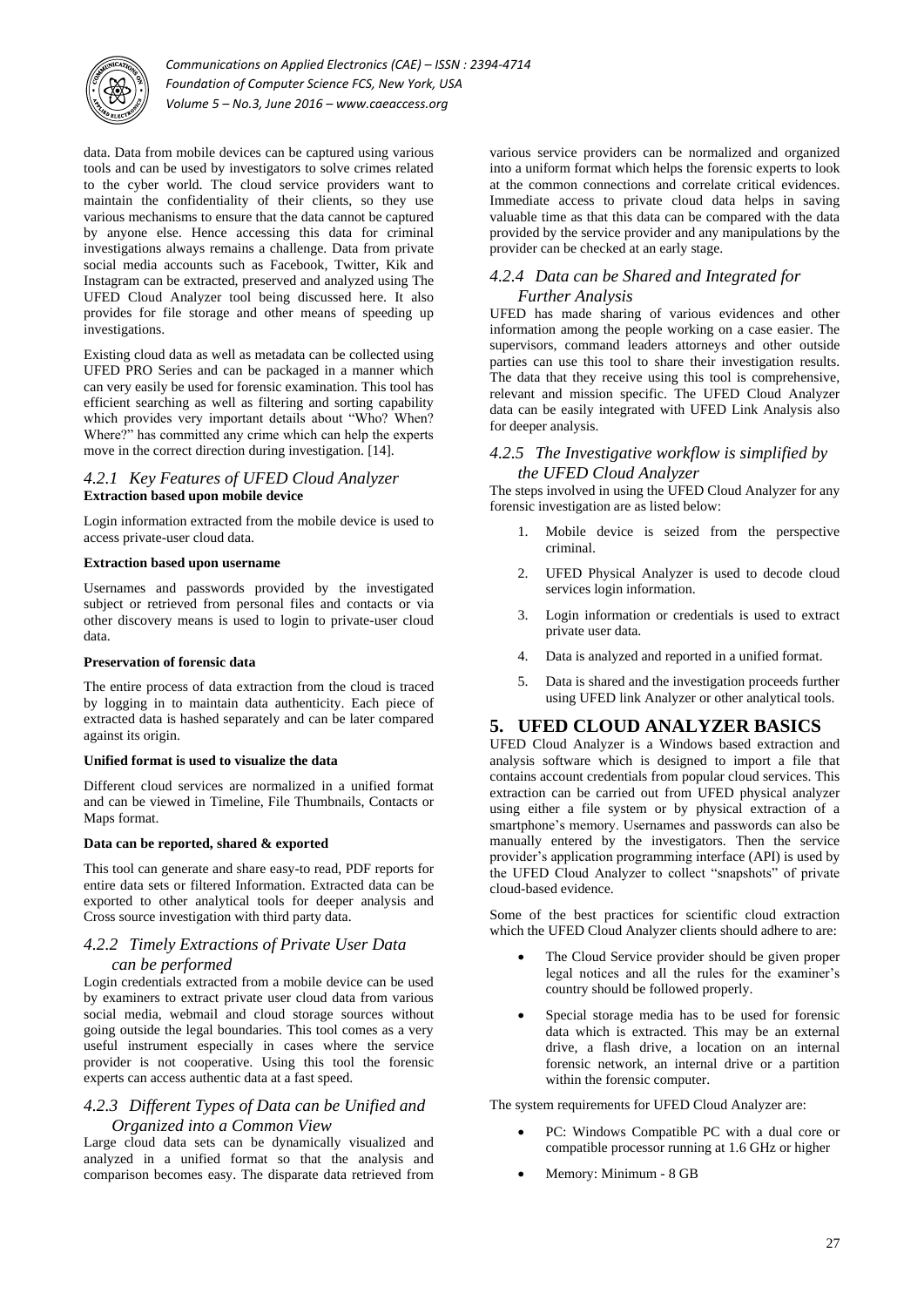data. Data from mobile devices can be captured using various tools and can be used by investigators to solve crimes related to the cyber world. The cloud service providers want to maintain the confidentiality of their clients, so they use various mechanisms to ensure that the data cannot be captured by anyone else. Hence accessing this data for criminal investigations always remains a challenge. Data from private social media accounts such as Facebook, Twitter, Kik and Instagram can be extracted, preserved and analyzed using The UFED Cloud Analyzer tool being discussed here. It also provides for file storage and other means of speeding up investigations.

Existing cloud data as well as metadata can be collected using UFED PRO Series and can be packaged in a manner which can very easily be used for forensic examination. This tool has efficient searching as well as filtering and sorting capability which provides very important details about "Who? When? Where?" has committed any crime which can help the experts move in the correct direction during investigation. [14].

### *4.2.1 Key Features of UFED Cloud Analyzer*

**Extraction based upon mobile device**

Login information extracted from the mobile device is used to access private-user cloud data.

**Extraction based upon username**

Usernames and passwords provided by the investigated subject or retrieved from personal files and contacts or via other discovery means is used to login to private-user cloud data.

**Preservation of forensic data**

The entire process of data extraction from the cloud is traced by logging in to maintain data authenticity. Each piece of extracted data is hashed separately and can be later compared against its origin.

**Unified format is used to visualize the data**

Different cloud services are normalized in a unified format and can be viewed in Timeline, File Thumbnails, Contacts or Maps format.

**Data can be reported, shared & exported**

This tool can generate and share easy-to read, PDF reports for entire data sets or filtered Information. Extracted data can be exported to other analytical tools for deeper analysis and Cross source investigation with third party data.

### *4.2.2 Timely Extractions of Private User Data can be performed*

Login credentials extracted from a mobile device can be used by examiners to extract private user cloud data from various social media, webmail and cloud storage sources without going outside the legal boundaries. This tool comes as a very useful instrument especially in cases where the service provider is not cooperative. Using this tool the forensic experts can access authentic data at a fast speed.

### *4.2.3 Different Types of Data can be Unified and Organized into a Common View*

Large cloud data sets can be dynamically visualized and analyzed in a unified format so that the analysis and comparison becomes easy. The disparate data retrieved from various service providers can be normalized and organized into a uniform format which helps the forensic experts to look at the common connections and correlate critical evidences. Immediate access to private cloud data helps in saving valuable time as that this data can be compared with the data provided by the service provider and any manipulations by the provider can be checked at an early stage.

### *4.2.4 Data can be Shared and Integrated for Further Analysis*

UFED has made sharing of various evidences and other information among the people working on a case easier. The supervisors, command leaders attorneys and other outside parties can use this tool to share their investigation results. The data that they receive using this tool is comprehensive, relevant and mission specific. The UFED Cloud Analyzer data can be easily integrated with UFED Link Analysis also for deeper analysis.

### *4.2.5 The Investigative workflow is simplified by the UFED Cloud Analyzer*

The steps involved in using the UFED Cloud Analyzer for any forensic investigation are as listed below:

1. Mobile device is seized from the perspective criminal.
2. UFED Physical Analyzer is used to decode cloud services login information.
3. Login information or credentials is used to extract private user data.
4. Data is analyzed and reported in a unified format.
5. Data is shared and the investigation proceeds further using UFED link Analyzer or other analytical tools.

## 5. UFED CLOUD ANALYZER BASICS

UFED Cloud Analyzer is a Windows based extraction and analysis software which is designed to import a file that contains account credentials from popular cloud services. This extraction can be carried out from UFED physical analyzer using either a file system or by physical extraction of a smartphone's memory. Usernames and passwords can also be manually entered by the investigators. Then the service provider's application programming interface (API) is used by the UFED Cloud Analyzer to collect "snapshots" of private cloud-based evidence.

Some of the best practices for scientific cloud extraction which the UFED Cloud Analyzer clients should adhere to are:

- The Cloud Service provider should be given proper legal notices and all the rules for the examiner's country should be followed properly.
- Special storage media has to be used for forensic data which is extracted. This may be an external drive, a flash drive, a location on an internal forensic network, an internal drive or a partition within the forensic computer.

The system requirements for UFED Cloud Analyzer are:

- PC: Windows Compatible PC with a dual core or compatible processor running at 1.6 GHz or higher
- Memory: Minimum - 8 GB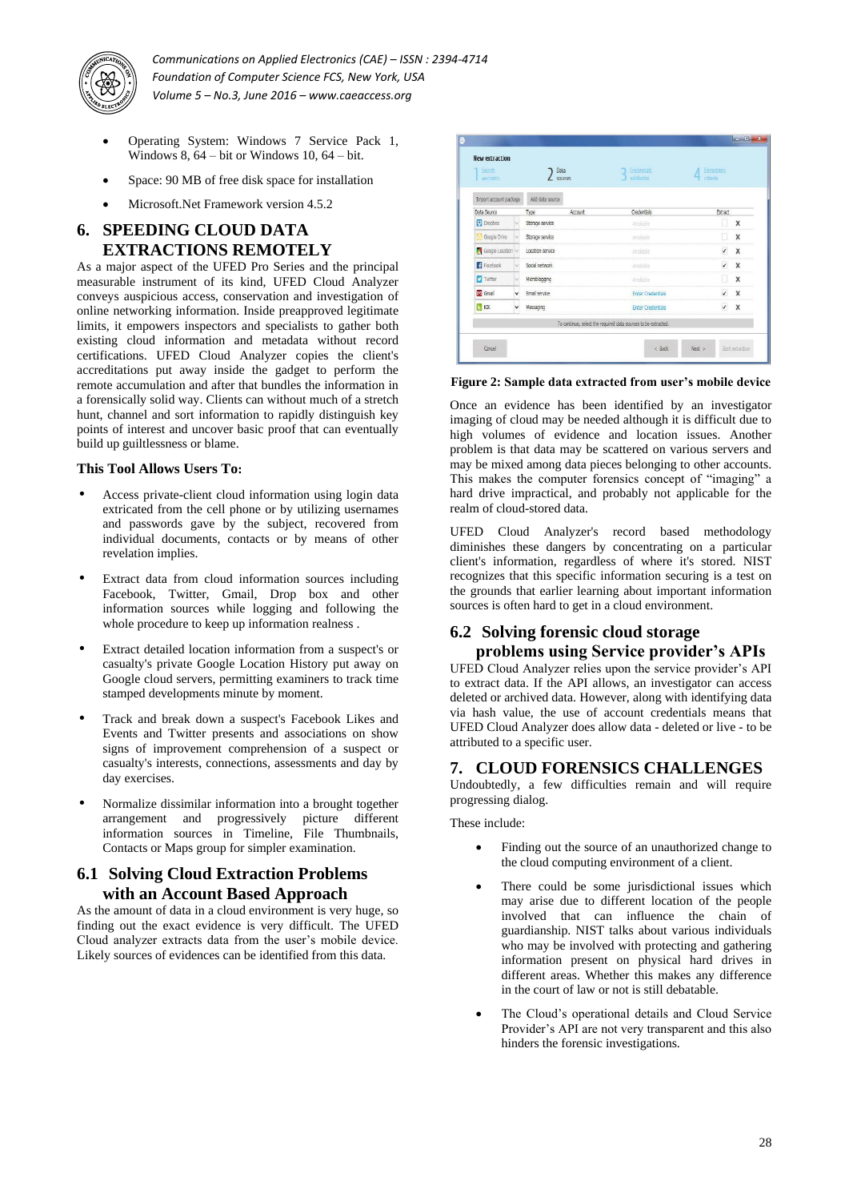- Operating System: Windows 7 Service Pack 1, Windows 8, 64 – bit or Windows 10, 64 – bit.
- Space: 90 MB of free disk space for installation
- Microsoft.Net Framework version 4.5.2

## 6. SPEEDING CLOUD DATA EXTRACTIONS REMOTELY

As a major aspect of the UFED Pro Series and the principal measurable instrument of its kind, UFED Cloud Analyzer conveys auspicious access, conservation and investigation of online networking information. Inside preapproved legitimate limits, it empowers inspectors and specialists to gather both existing cloud information and metadata without record certifications. UFED Cloud Analyzer copies the client's accreditations put away inside the gadget to perform the remote accumulation and after that bundles the information in a forensically solid way. Clients can without much of a stretch hunt, channel and sort information to rapidly distinguish key points of interest and uncover basic proof that can eventually build up guiltlessness or blame.

### This Tool Allows Users To:

- Access private-client cloud information using login data extricated from the cell phone or by utilizing usernames and passwords gave by the subject, recovered from individual documents, contacts or by means of other revelation implies.
- Extract data from cloud information sources including Facebook, Twitter, Gmail, Drop box and other information sources while logging and following the whole procedure to keep up information realness .
- Extract detailed location information from a suspect's or casualty's private Google Location History put away on Google cloud servers, permitting examiners to track time stamped developments minute by moment.
- Track and break down a suspect's Facebook Likes and Events and Twitter presents and associations on show signs of improvement comprehension of a suspect or casualty's interests, connections, assessments and day by day exercises.
- Normalize dissimilar information into a brought together arrangement and progressively picture different information sources in Timeline, File Thumbnails, Contacts or Maps group for simpler examination.

## 6.1 Solving Cloud Extraction Problems with an Account Based Approach

As the amount of data in a cloud environment is very huge, so finding out the exact evidence is very difficult. The UFED Cloud analyzer extracts data from the user's mobile device. Likely sources of evidences can be identified from this data.

**Figure 2: Sample data extracted from user's mobile device**

Once an evidence has been identified by an investigator imaging of cloud may be needed although it is difficult due to high volumes of evidence and location issues. Another problem is that data may be scattered on various servers and may be mixed among data pieces belonging to other accounts. This makes the computer forensics concept of "imaging" a hard drive impractical, and probably not applicable for the realm of cloud-stored data.

UFED Cloud Analyzer's record based methodology diminishes these dangers by concentrating on a particular client's information, regardless of where it's stored. NIST recognizes that this specific information securing is a test on the grounds that earlier learning about important information sources is often hard to get in a cloud environment.

## 6.2 Solving forensic cloud storage problems using Service provider's APIs

UFED Cloud Analyzer relies upon the service provider's API to extract data. If the API allows, an investigator can access deleted or archived data. However, along with identifying data via hash value, the use of account credentials means that UFED Cloud Analyzer does allow data - deleted or live - to be attributed to a specific user.

## 7. CLOUD FORENSICS CHALLENGES

Undoubtedly, a few difficulties remain and will require progressing dialog.

These include:

- Finding out the source of an unauthorized change to the cloud computing environment of a client.
- There could be some jurisdictional issues which may arise due to different location of the people involved that can influence the chain of guardianship. NIST talks about various individuals who may be involved with protecting and gathering information present on physical hard drives in different areas. Whether this makes any difference in the court of law or not is still debatable.
- The Cloud's operational details and Cloud Service Provider's API are not very transparent and this also hinders the forensic investigations.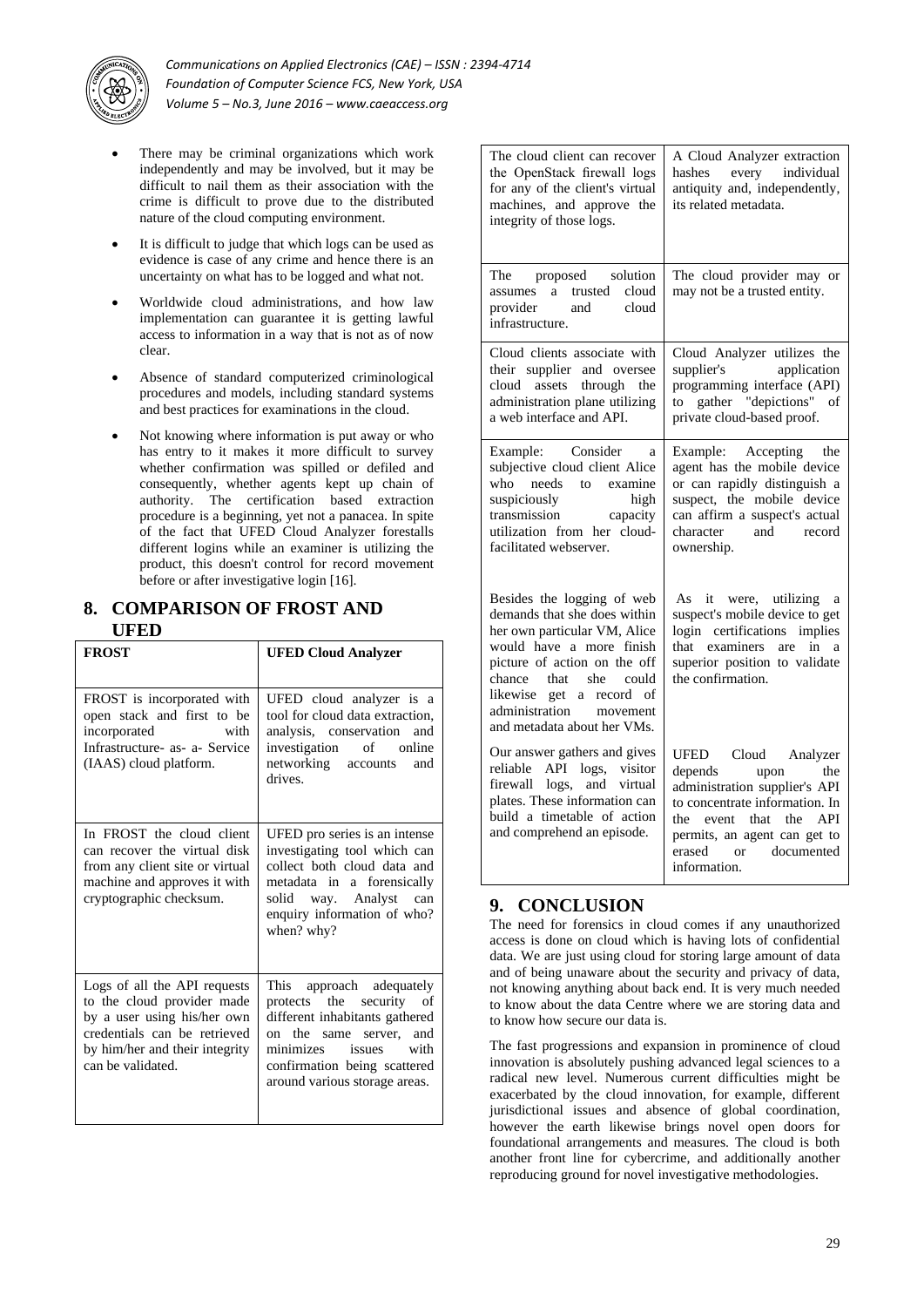- There may be criminal organizations which work independently and may be involved, but it may be difficult to nail them as their association with the crime is difficult to prove due to the distributed nature of the cloud computing environment.
- It is difficult to judge that which logs can be used as evidence is case of any crime and hence there is an uncertainty on what has to be logged and what not.
- Worldwide cloud administrations, and how law implementation can guarantee it is getting lawful access to information in a way that is not as of now clear.
- Absence of standard computerized criminological procedures and models, including standard systems and best practices for examinations in the cloud.
- Not knowing where information is put away or who has entry to it makes it more difficult to survey whether confirmation was spilled or defiled and consequently, whether agents kept up chain of authority. The certification based extraction procedure is a beginning, yet not a panacea. In spite of the fact that UFED Cloud Analyzer forestalls different logins while an examiner is utilizing the product, this doesn't control for record movement before or after investigative login [16].

## 8. COMPARISON OF FROST AND UFED

| FROST | UFED Cloud Analyzer |
|---|---|
| FROST is incorporated with open stack and first to be incorporated with Infrastructure- as- a- Service (IAAS) cloud platform. | UFED cloud analyzer is a tool for cloud data extraction, analysis, conservation and investigation of online networking accounts and drives. |
| In FROST the cloud client can recover the virtual disk from any client site or virtual machine and approves it with cryptographic checksum. | UFED pro series is an intense investigating tool which can collect both cloud data and metadata in a forensically solid way. Analyst can enquiry information of who? when? why? |
| Logs of all the API requests to the cloud provider made by a user using his/her own credentials can be retrieved by him/her and their integrity can be validated. | This approach adequately protects the security of different inhabitants gathered on the same server, and minimizes issues with confirmation being scattered around various storage areas. |
| The cloud client can recover the OpenStack firewall logs for any of the client's virtual machines, and approve the integrity of those logs. | A Cloud Analyzer extraction hashes every individual antiquity and, independently, its related metadata. |
| The proposed solution assumes a trusted cloud provider and cloud infrastructure. | The cloud provider may or may not be a trusted entity. |
| Cloud clients associate with their supplier and oversee cloud assets through the administration plane utilizing a web interface and API. | Cloud Analyzer utilizes the supplier's application programming interface (API) to gather "depictions" of private cloud-based proof. |
| Example: Consider a subjective cloud client Alice who needs to examine suspiciously high transmission capacity utilization from her cloud-facilitated webserver. | Example: Accepting the agent has the mobile device or can rapidly distinguish a suspect, the mobile device can affirm a suspect's actual character and record ownership. |
| Besides the logging of web demands that she does within her own particular VM, Alice would have a more finish picture of action on the off chance that she could likewise get a record of administration movement and metadata about her VMs. | As it were, utilizing a suspect's mobile device to get login certifications implies that examiners are in a superior position to validate the confirmation. |
| Our answer gathers and gives reliable API logs, visitor firewall logs, and virtual plates. These information can build a timetable of action and comprehend an episode. | UFED Cloud Analyzer depends upon the administration supplier's API to concentrate information. In the event that the API permits, an agent can get to erased or documented information. |

## 9. CONCLUSION

The need for forensics in cloud comes if any unauthorized access is done on cloud which is having lots of confidential data. We are just using cloud for storing large amount of data and of being unaware about the security and privacy of data, not knowing anything about back end. It is very much needed to know about the data Centre where we are storing data and to know how secure our data is.

The fast progressions and expansion in prominence of cloud innovation is absolutely pushing advanced legal sciences to a radical new level. Numerous current difficulties might be exacerbated by the cloud innovation, for example, different jurisdictional issues and absence of global coordination, however the earth likewise brings novel open doors for foundational arrangements and measures. The cloud is both another front line for cybercrime, and additionally another reproducing ground for novel investigative methodologies.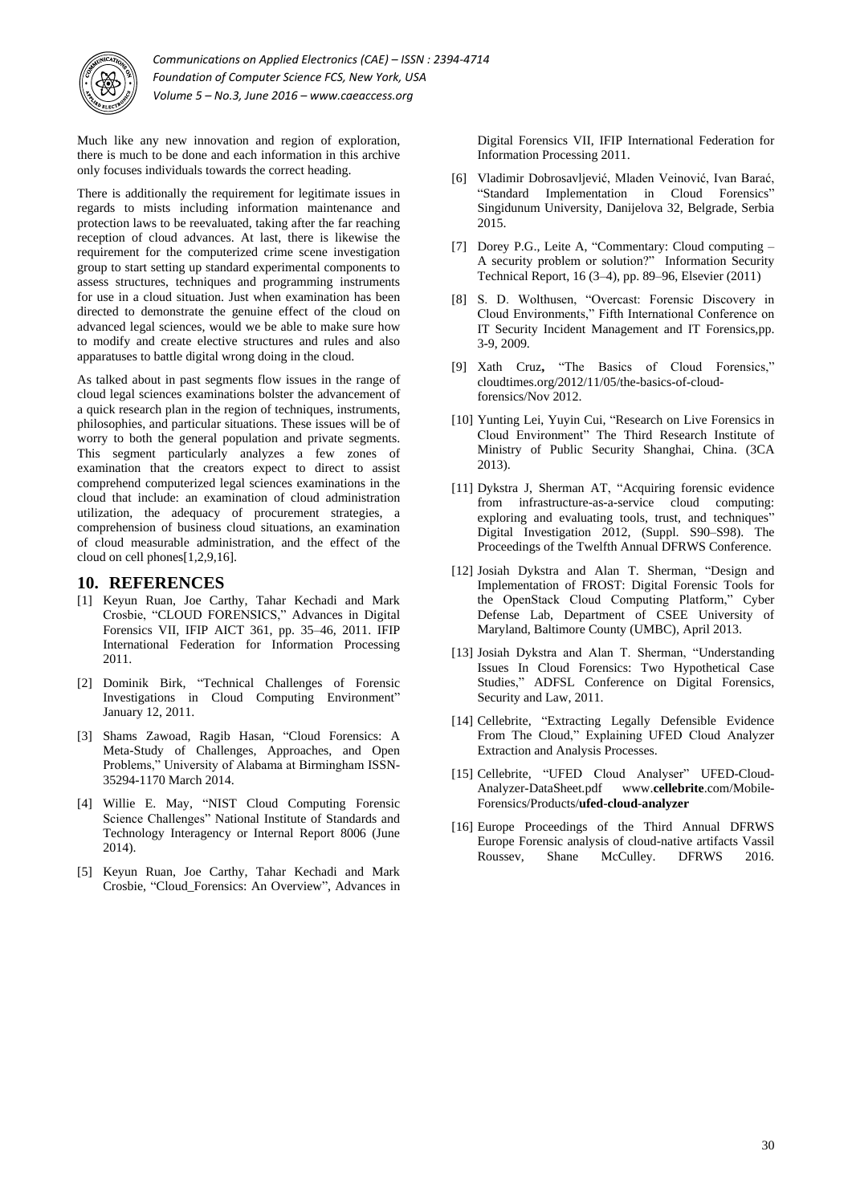Much like any new innovation and region of exploration, there is much to be done and each information in this archive only focuses individuals towards the correct heading.

There is additionally the requirement for legitimate issues in regards to mists including information maintenance and protection laws to be reevaluated, taking after the far reaching reception of cloud advances. At last, there is likewise the requirement for the computerized crime scene investigation group to start setting up standard experimental components to assess structures, techniques and programming instruments for use in a cloud situation. Just when examination has been directed to demonstrate the genuine effect of the cloud on advanced legal sciences, would we be able to make sure how to modify and create elective structures and rules and also apparatuses to battle digital wrong doing in the cloud.

As talked about in past segments flow issues in the range of cloud legal sciences examinations bolster the advancement of a quick research plan in the region of techniques, instruments, philosophies, and particular situations. These issues will be of worry to both the general population and private segments. This segment particularly analyzes a few zones of examination that the creators expect to direct to assist comprehend computerized legal sciences examinations in the cloud that include: an examination of cloud administration utilization, the adequacy of procurement strategies, a comprehension of business cloud situations, an examination of cloud measurable administration, and the effect of the cloud on cell phones[1,2,9,16].

## 10. REFERENCES

[1] Keyun Ruan, Joe Carthy, Tahar Kechadi and Mark Crosbie, "CLOUD FORENSICS," Advances in Digital Forensics VII, IFIP AICT 361, pp. 35–46, 2011. IFIP International Federation for Information Processing 2011.

[2] Dominik Birk, "Technical Challenges of Forensic Investigations in Cloud Computing Environment" January 12, 2011.

[3] Shams Zawoad, Ragib Hasan, "Cloud Forensics: A Meta-Study of Challenges, Approaches, and Open Problems," University of Alabama at Birmingham ISSN-35294-1170 March 2014.

[4] Willie E. May, "NIST Cloud Computing Forensic Science Challenges" National Institute of Standards and Technology Interagency or Internal Report 8006 (June 2014).

[5] Keyun Ruan, Joe Carthy, Tahar Kechadi and Mark Crosbie, "Cloud_Forensics: An Overview", Advances in Digital Forensics VII, IFIP International Federation for Information Processing 2011.

[6] Vladimir Dobrosavljević, Mladen Veinović, Ivan Barać, "Standard Implementation in Cloud Forensics" Singidunum University, Danijelova 32, Belgrade, Serbia 2015.

[7] Dorey P.G., Leite A, "Commentary: Cloud computing – A security problem or solution?" Information Security Technical Report, 16 (3–4), pp. 89–96, Elsevier (2011)

[8] S. D. Wolthusen, "Overcast: Forensic Discovery in Cloud Environments," Fifth International Conference on IT Security Incident Management and IT Forensics,pp. 3-9, 2009.

[9] Xath Cruz**,** "The Basics of Cloud Forensics," cloudtimes.org/2012/11/05/the-basics-of-cloud-forensics/Nov 2012.

[10] Yunting Lei, Yuyin Cui, "Research on Live Forensics in Cloud Environment" The Third Research Institute of Ministry of Public Security Shanghai, China. (3CA 2013).

[11] Dykstra J, Sherman AT, "Acquiring forensic evidence from infrastructure-as-a-service cloud computing: exploring and evaluating tools, trust, and techniques" Digital Investigation 2012, (Suppl. S90–S98). The Proceedings of the Twelfth Annual DFRWS Conference.

[12] Josiah Dykstra and Alan T. Sherman, "Design and Implementation of FROST: Digital Forensic Tools for the OpenStack Cloud Computing Platform," Cyber Defense Lab, Department of CSEE University of Maryland, Baltimore County (UMBC), April 2013.

[13] Josiah Dykstra and Alan T. Sherman, "Understanding Issues In Cloud Forensics: Two Hypothetical Case Studies," ADFSL Conference on Digital Forensics, Security and Law, 2011.

[14] Cellebrite, "Extracting Legally Defensible Evidence From The Cloud," Explaining UFED Cloud Analyzer Extraction and Analysis Processes.

[15] Cellebrite, "UFED Cloud Analyser" UFED-Cloud-Analyzer-DataSheet.pdf www.**cellebrite**.com/Mobile-Forensics/Products/**ufed-cloud-analyzer**

[16] Europe Proceedings of the Third Annual DFRWS Europe Forensic analysis of cloud-native artifacts Vassil Roussev, Shane McCulley. DFRWS 2016.